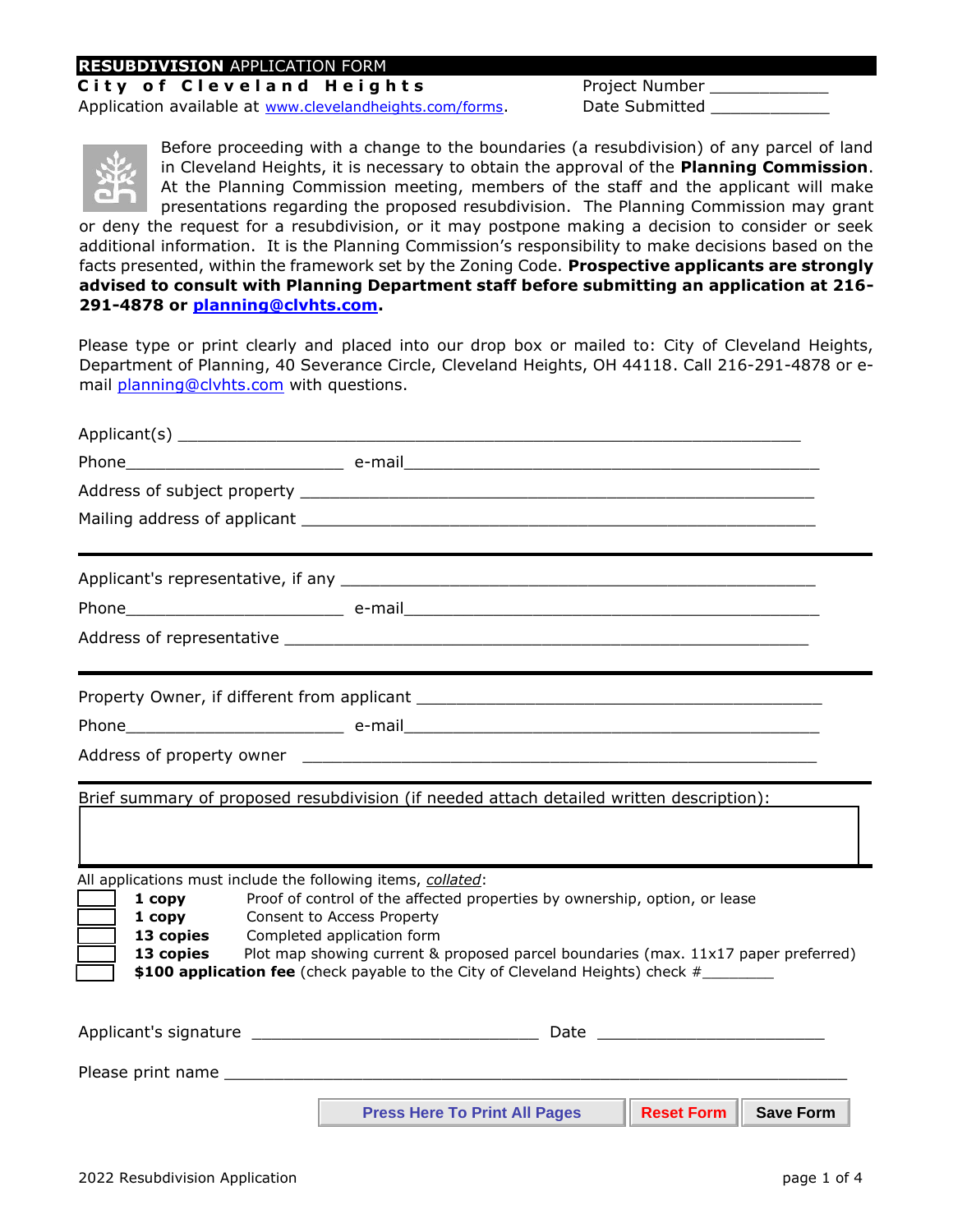## **RESUBDIVISION** APPLICATION FORM

**City of Cleveland Heights**

Application available at www.clevelandheights.com/forms.

Project Number ____________

Date Submitted ____________

Before proceeding with a change to the boundaries (a resubdivision) of any parcel of land in Cleveland Heights, it is necessary to obtain the approval of the **Planning Commission**. At the Planning Commission meeting, members of the staff and the applicant will make presentations regarding the proposed resubdivision. The Planning Commission may grant or deny the request for a resubdivision, or it may postpone making a decision to consider or seek additional information. It is the Planning Commission's responsibility to make decisions based on the facts presented, within the framework set by the Zoning Code. **Prospective applicants are strongly advised to consult with Planning Department staff before submitting an application at 216-291-4878 or planning@clvhts.com.**

Please type or print clearly and placed into our drop box or mailed to: City of Cleveland Heights, Department of Planning, 40 Severance Circle, Cleveland Heights, OH 44118. Call 216-291-4878 or e-mail planning@clvhts.com with questions.

Applicant(s) ______________________________________________________________

Phone______________________ e-mail_____________________________________________

Address of subject property ____________________________________________________

Mailing address of applicant ____________________________________________________

---

Applicant's representative, if any ______________________________________________

Phone______________________ e-mail_____________________________________________

Address of representative _____________________________________________________

---

Property Owner, if different from applicant ________________________________________

Phone______________________ e-mail_____________________________________________

Address of property owner _____________________________________________________

---

Brief summary of proposed resubdivision (if needed attach detailed written description):

---

All applications must include the following items, *collated*:

- [ ] **1 copy** Proof of control of the affected properties by ownership, option, or lease
- [ ] **1 copy** Consent to Access Property
- [ ] **13 copies** Completed application form
- [ ] **13 copies** Plot map showing current & proposed parcel boundaries (max. 11x17 paper preferred)
- [ ] **$100 application fee** (check payable to the City of Cleveland Heights) check #________

Applicant's signature ______________________________ Date ________________________

Please print name ___________________________________________________________________

Press Here To Print All Pages | Reset Form | Save Form

2022 Resubdivision Application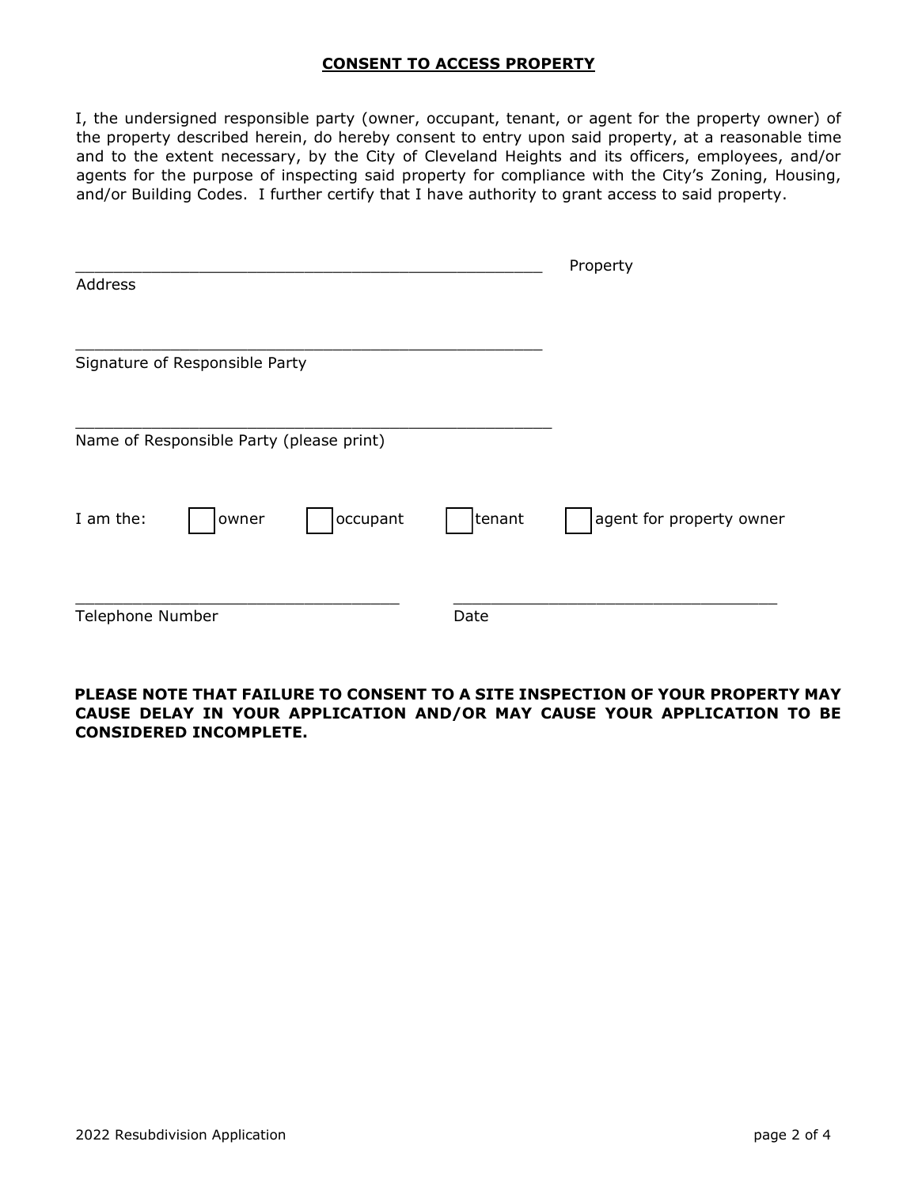## CONSENT TO ACCESS PROPERTY

I, the undersigned responsible party (owner, occupant, tenant, or agent for the property owner) of the property described herein, do hereby consent to entry upon said property, at a reasonable time and to the extent necessary, by the City of Cleveland Heights and its officers, employees, and/or agents for the purpose of inspecting said property for compliance with the City's Zoning, Housing, and/or Building Codes. I further certify that I have authority to grant access to said property.

_____________________________________________________ Property Address

_____________________________________________________
Signature of Responsible Party

_____________________________________________________
Name of Responsible Party (please print)

I am the: ☐ owner ☐ occupant ☐ tenant ☐ agent for property owner

_____________________________________ _____________________________________
Telephone Number Date

**PLEASE NOTE THAT FAILURE TO CONSENT TO A SITE INSPECTION OF YOUR PROPERTY MAY CAUSE DELAY IN YOUR APPLICATION AND/OR MAY CAUSE YOUR APPLICATION TO BE CONSIDERED INCOMPLETE.**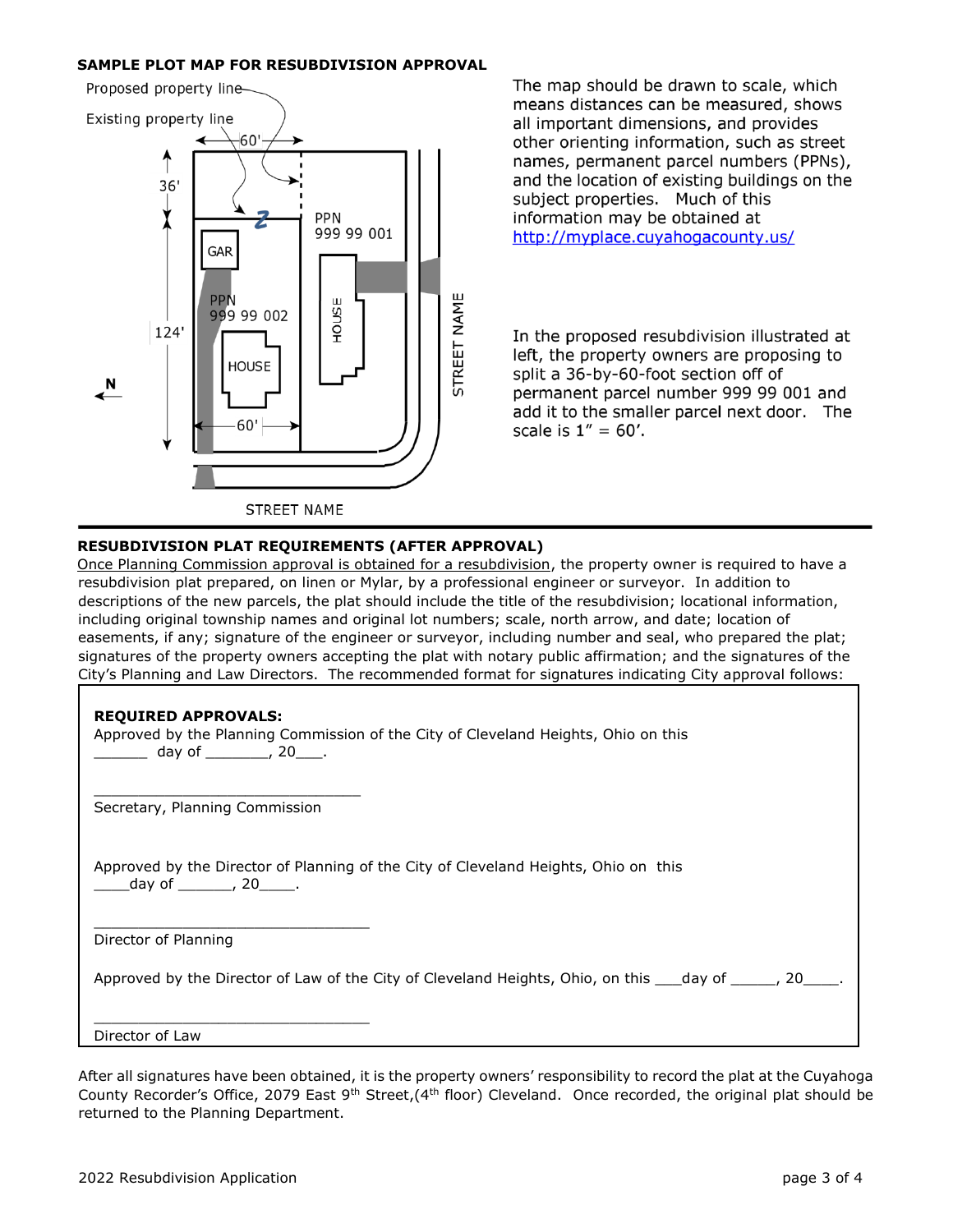**SAMPLE PLOT MAP FOR RESUBDIVISION APPROVAL**

Proposed property line

Existing property line

60'

36'

PPN
999 99 001

GAR

PPN
999 99 002

124'

HOUSE

HOUSE

N

60'

STREET NAME

STREET NAME

The map should be drawn to scale, which means distances can be measured, shows all important dimensions, and provides other orienting information, such as street names, permanent parcel numbers (PPNs), and the location of existing buildings on the subject properties. Much of this information may be obtained at http://myplace.cuyahogacounty.us/

In the proposed resubdivision illustrated at left, the property owners are proposing to split a 36-by-60-foot section off of permanent parcel number 999 99 001 and add it to the smaller parcel next door. The scale is 1″ = 60′.

---

**RESUBDIVISION PLAT REQUIREMENTS (AFTER APPROVAL)**

Once Planning Commission approval is obtained for a resubdivision, the property owner is required to have a resubdivision plat prepared, on linen or Mylar, by a professional engineer or surveyor. In addition to descriptions of the new parcels, the plat should include the title of the resubdivision; locational information, including original township names and original lot numbers; scale, north arrow, and date; location of easements, if any; signature of the engineer or surveyor, including number and seal, who prepared the plat; signatures of the property owners accepting the plat with notary public affirmation; and the signatures of the City's Planning and Law Directors. The recommended format for signatures indicating City approval follows:

**REQUIRED APPROVALS:**

Approved by the Planning Commission of the City of Cleveland Heights, Ohio on this ______ day of _______, 20___.

________________________________
Secretary, Planning Commission

Approved by the Director of Planning of the City of Cleveland Heights, Ohio on this ____day of ______, 20____.

________________________________
Director of Planning

Approved by the Director of Law of the City of Cleveland Heights, Ohio, on this ___day of _____, 20____.

________________________________
Director of Law

After all signatures have been obtained, it is the property owners' responsibility to record the plat at the Cuyahoga County Recorder's Office, 2079 East 9th Street,(4th floor) Cleveland. Once recorded, the original plat should be returned to the Planning Department.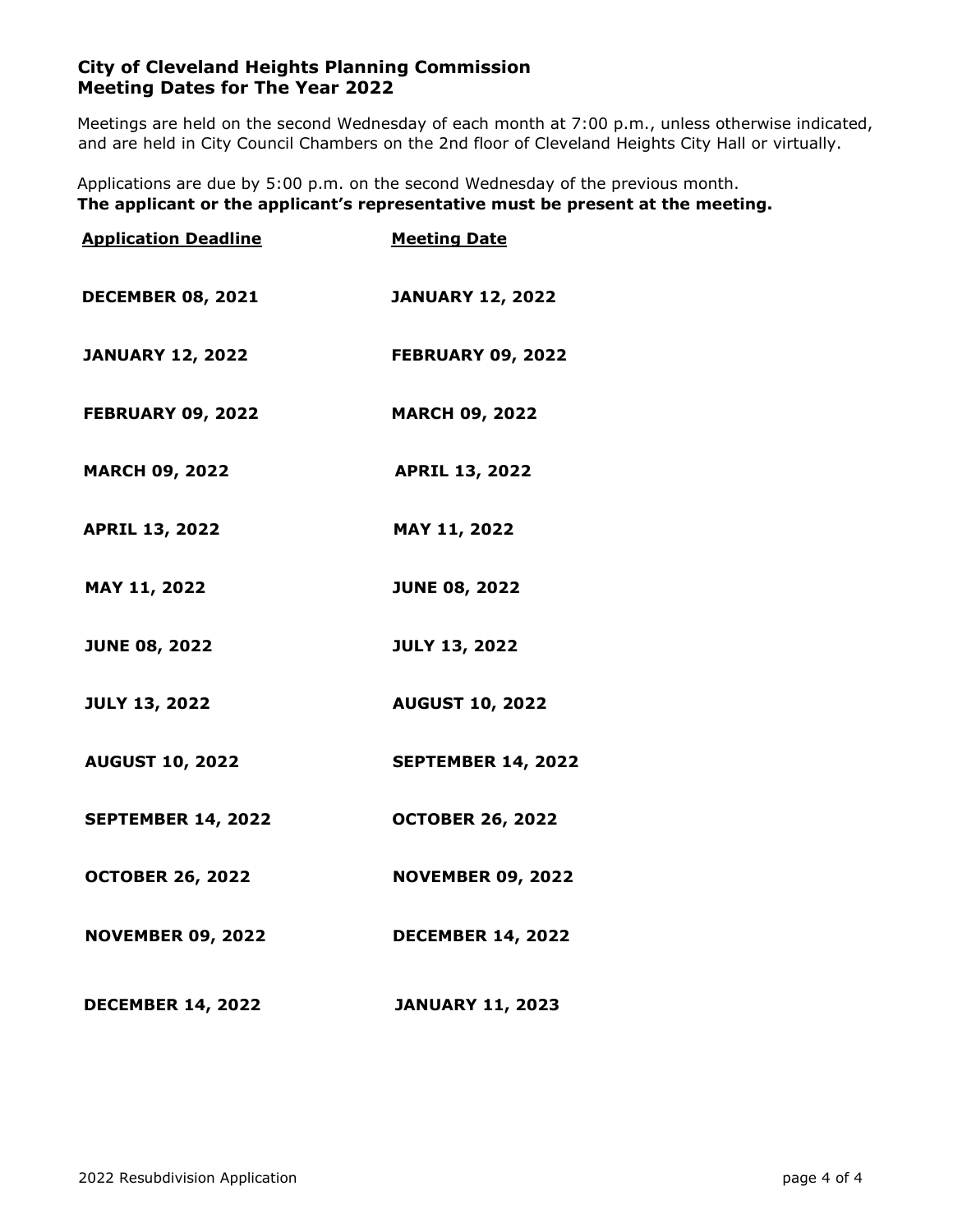## City of Cleveland Heights Planning Commission
## Meeting Dates for The Year 2022

Meetings are held on the second Wednesday of each month at 7:00 p.m., unless otherwise indicated, and are held in City Council Chambers on the 2nd floor of Cleveland Heights City Hall or virtually.

Applications are due by 5:00 p.m. on the second Wednesday of the previous month.
**The applicant or the applicant's representative must be present at the meeting.**

| Application Deadline | Meeting Date |
|---|---|
| **DECEMBER 08, 2021** | **JANUARY 12, 2022** |
| **JANUARY 12, 2022** | **FEBRUARY 09, 2022** |
| **FEBRUARY 09, 2022** | **MARCH 09, 2022** |
| **MARCH 09, 2022** | **APRIL 13, 2022** |
| **APRIL 13, 2022** | **MAY 11, 2022** |
| **MAY 11, 2022** | **JUNE 08, 2022** |
| **JUNE 08, 2022** | **JULY 13, 2022** |
| **JULY 13, 2022** | **AUGUST 10, 2022** |
| **AUGUST 10, 2022** | **SEPTEMBER 14, 2022** |
| **SEPTEMBER 14, 2022** | **OCTOBER 26, 2022** |
| **OCTOBER 26, 2022** | **NOVEMBER 09, 2022** |
| **NOVEMBER 09, 2022** | **DECEMBER 14, 2022** |
| **DECEMBER 14, 2022** | **JANUARY 11, 2023** |

2022 Resubdivision Application